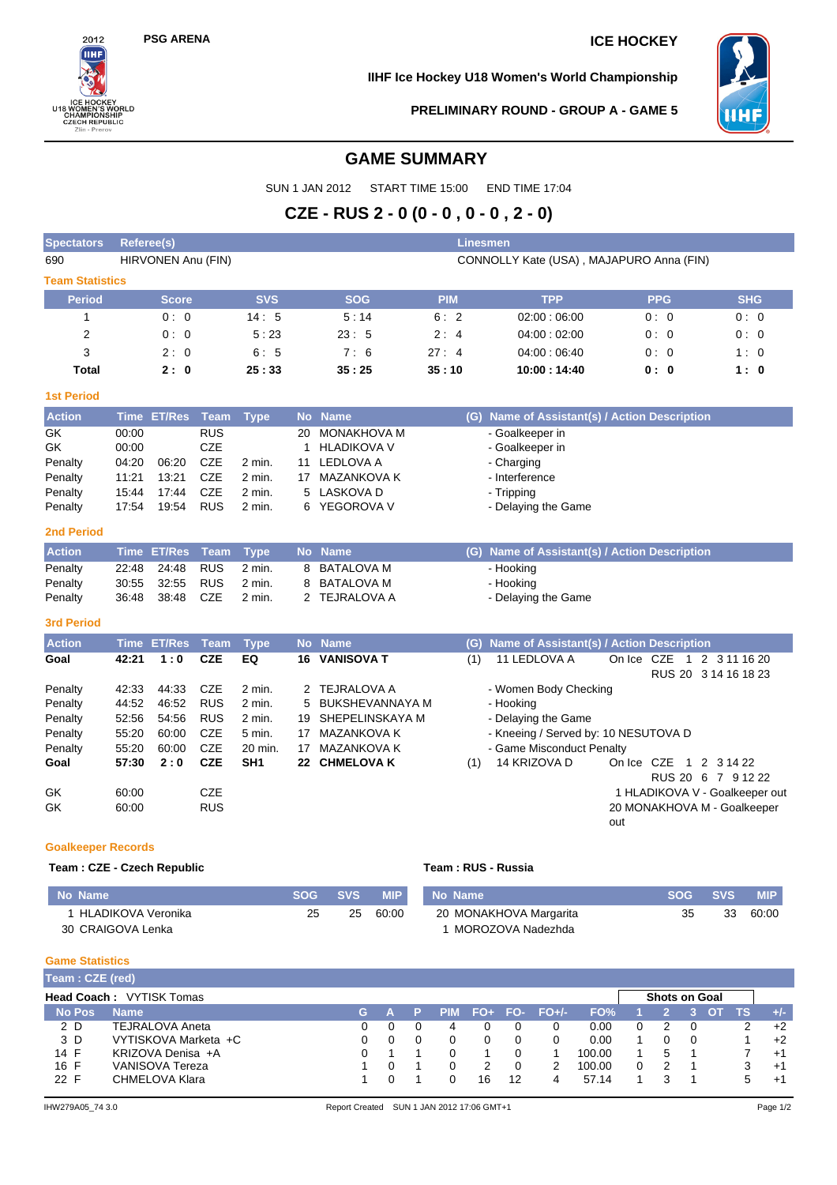PSG ARENA

ICE HOCKEY

IIHF Ice Hockey U18 Women's World Championship

PRELIMINARY ROUND - GROUP A - GAME 5

# GAME SUMMARY

SUN 1 JAN 2012 START TIME 15:00 END TIME 17:04

## CZE - RUS 2 - 0 (0 - 0 , 0 - 0 , 2 - 0)

| Spectators | Referee(s) | Linesmen |
|---|---|---|
| 690 | HIRVONEN Anu (FIN) | CONNOLLY Kate (USA) , MAJAPURO Anna (FIN) |

### Team Statistics

| Period | Score | SVS | SOG | PIM | TPP | PPG | SHG |
|---|---|---|---|---|---|---|---|
| 1 | 0 : 0 | 14 : 5 | 5 : 14 | 6 : 2 | 02:00 : 06:00 | 0 : 0 | 0 : 0 |
| 2 | 0 : 0 | 5 : 23 | 23 : 5 | 2 : 4 | 04:00 : 02:00 | 0 : 0 | 0 : 0 |
| 3 | 2 : 0 | 6 : 5 | 7 : 6 | 27 : 4 | 04:00 : 06:40 | 0 : 0 | 1 : 0 |
| **Total** | **2 : 0** | **25 : 33** | **35 : 25** | **35 : 10** | **10:00 : 14:40** | **0 : 0** | **1 : 0** |

### 1st Period

| Action | Time | ET/Res | Team | Type | No | Name | (G) | Name of Assistant(s) / Action Description |
|---|---|---|---|---|---|---|---|---|
| GK | 00:00 | | RUS | | 20 | MONAKHOVA M | | - Goalkeeper in |
| GK | 00:00 | | CZE | | 1 | HLADIKOVA V | | - Goalkeeper in |
| Penalty | 04:20 | 06:20 | CZE | 2 min. | 11 | LEDLOVA A | | - Charging |
| Penalty | 11:21 | 13:21 | CZE | 2 min. | 17 | MAZANKOVA K | | - Interference |
| Penalty | 15:44 | 17:44 | CZE | 2 min. | 5 | LASKOVA D | | - Tripping |
| Penalty | 17:54 | 19:54 | RUS | 2 min. | 6 | YEGOROVA V | | - Delaying the Game |

### 2nd Period

| Action | Time | ET/Res | Team | Type | No | Name | (G) | Name of Assistant(s) / Action Description |
|---|---|---|---|---|---|---|---|---|
| Penalty | 22:48 | 24:48 | RUS | 2 min. | 8 | BATALOVA M | | - Hooking |
| Penalty | 30:55 | 32:55 | RUS | 2 min. | 8 | BATALOVA M | | - Hooking |
| Penalty | 36:48 | 38:48 | CZE | 2 min. | 2 | TEJRALOVA A | | - Delaying the Game |

### 3rd Period

| Action | Time | ET/Res | Team | Type | No | Name | (G) | Name of Assistant(s) / Action Description |
|---|---|---|---|---|---|---|---|---|
| **Goal** | **42:21** | **1 : 0** | **CZE** | **EQ** | **16** | **VANISOVA T** | (1) | 11 LEDLOVA A — On Ice CZE 1 2 3 11 16 20 / RUS 20 3 14 16 18 23 |
| Penalty | 42:33 | 44:33 | CZE | 2 min. | 2 | TEJRALOVA A | | - Women Body Checking |
| Penalty | 44:52 | 46:52 | RUS | 2 min. | 5 | BUKSHEVANNAYA M | | - Hooking |
| Penalty | 52:56 | 54:56 | RUS | 2 min. | 19 | SHEPELINSKAYA M | | - Delaying the Game |
| Penalty | 55:20 | 60:00 | CZE | 5 min. | 17 | MAZANKOVA K | | - Kneeing / Served by: 10 NESUTOVA D |
| Penalty | 55:20 | 60:00 | CZE | 20 min. | 17 | MAZANKOVA K | | - Game Misconduct Penalty |
| **Goal** | **57:30** | **2 : 0** | **CZE** | **SH1** | **22** | **CHMELOVA K** | (1) | 14 KRIZOVA D — On Ice CZE 1 2 3 14 22 / RUS 20 6 7 9 12 22 |
| GK | 60:00 | | CZE | | | | | 1 HLADIKOVA V - Goalkeeper out |
| GK | 60:00 | | RUS | | | | | 20 MONAKHOVA M - Goalkeeper out |

### Goalkeeper Records

**Team : CZE - Czech Republic**

| No Name | SOG | SVS | MIP |
|---|---|---|---|
| 1 HLADIKOVA Veronika | 25 | 25 | 60:00 |
| 30 CRAIGOVA Lenka | | | |

**Team : RUS - Russia**

| No Name | SOG | SVS | MIP |
|---|---|---|---|
| 20 MONAKHOVA Margarita | 35 | 33 | 60:00 |
| 1 MOROZOVA Nadezhda | | | |

### Game Statistics

**Team : CZE (red)**

**Head Coach :** VYTISK Tomas

| No | Pos | Name | G | A | P | PIM | FO+ | FO- | FO+/- | FO% | SOG 1 | SOG 2 | SOG 3 | SOG OT | TS | +/- |
|---|---|---|---|---|---|---|---|---|---|---|---|---|---|---|---|---|
| 2 | D | TEJRALOVA Aneta | 0 | 0 | 0 | 4 | 0 | 0 | 0 | 0.00 | 0 | 2 | 0 | | 2 | +2 |
| 3 | D | VYTISKOVA Marketa +C | 0 | 0 | 0 | 0 | 0 | 0 | 0 | 0.00 | 1 | 0 | 0 | | 1 | +2 |
| 14 | F | KRIZOVA Denisa +A | 0 | 1 | 1 | 0 | 1 | 0 | 1 | 100.00 | 1 | 5 | 1 | | 7 | +1 |
| 16 | F | VANISOVA Tereza | 1 | 0 | 1 | 0 | 2 | 0 | 2 | 100.00 | 0 | 2 | 1 | | 3 | +1 |
| 22 | F | CHMELOVA Klara | 1 | 0 | 1 | 0 | 16 | 12 | 4 | 57.14 | 1 | 3 | 1 | | 5 | +1 |

IHW279A05_74 3.0 Report Created SUN 1 JAN 2012 17:06 GMT+1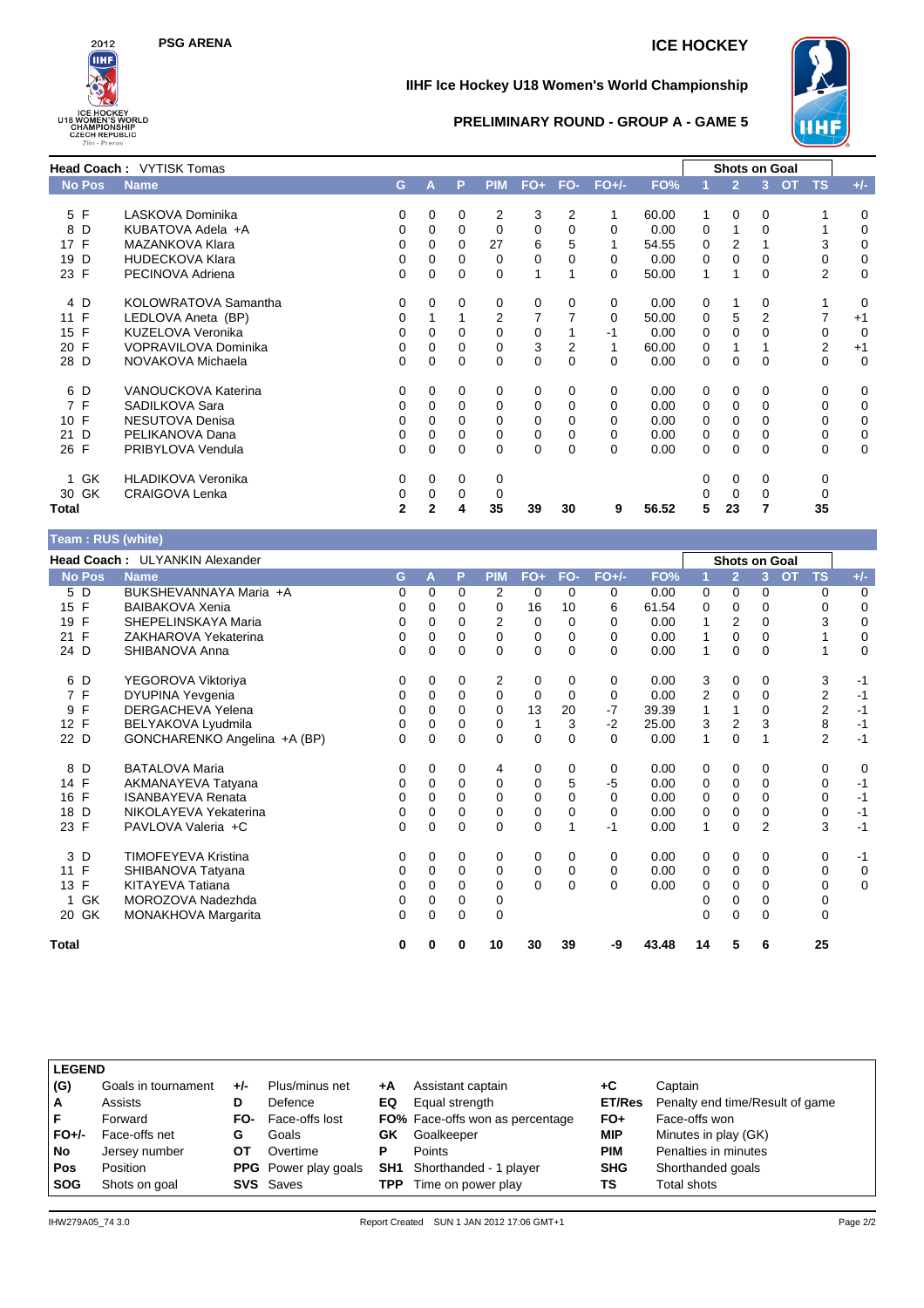# IIHF Ice Hockey U18 Women's World Championship

## PRELIMINARY ROUND - GROUP A - GAME 5

PSG ARENA — ICE HOCKEY

**Head Coach :** VYTISK Tomas

| No | Pos | Name | G | A | P | PIM | FO+ | FO- | FO+/- | FO% | 1 | 2 | 3 | OT | TS | +/- |
|---|---|---|---|---|---|---|---|---|---|---|---|---|---|---|---|---|
| 5 | F | LASKOVA Dominika | 0 | 0 | 0 | 2 | 3 | 2 | 1 | 60.00 | 1 | 0 | 0 | | 1 | 0 |
| 8 | D | KUBATOVA Adela +A | 0 | 0 | 0 | 0 | 0 | 0 | 0 | 0.00 | 0 | 1 | 0 | | 1 | 0 |
| 17 | F | MAZANKOVA Klara | 0 | 0 | 0 | 27 | 6 | 5 | 1 | 54.55 | 0 | 2 | 1 | | 3 | 0 |
| 19 | D | HUDECKOVA Klara | 0 | 0 | 0 | 0 | 0 | 0 | 0 | 0.00 | 0 | 0 | 0 | | 0 | 0 |
| 23 | F | PECINOVA Adriena | 0 | 0 | 0 | 0 | 1 | 1 | 0 | 50.00 | 1 | 1 | 0 | | 2 | 0 |
| 4 | D | KOLOWRATOVA Samantha | 0 | 0 | 0 | 0 | 0 | 0 | 0 | 0.00 | 0 | 1 | 0 | | 1 | 0 |
| 11 | F | LEDLOVA Aneta (BP) | 0 | 1 | 1 | 2 | 7 | 7 | 0 | 50.00 | 0 | 5 | 2 | | 7 | +1 |
| 15 | F | KUZELOVA Veronika | 0 | 0 | 0 | 0 | 0 | 1 | -1 | 0.00 | 0 | 0 | 0 | | 0 | 0 |
| 20 | F | VOPRAVILOVA Dominika | 0 | 0 | 0 | 0 | 3 | 2 | 1 | 60.00 | 0 | 1 | 1 | | 2 | +1 |
| 28 | D | NOVAKOVA Michaela | 0 | 0 | 0 | 0 | 0 | 0 | 0 | 0.00 | 0 | 0 | 0 | | 0 | 0 |
| 6 | D | VANOUCKOVA Katerina | 0 | 0 | 0 | 0 | 0 | 0 | 0 | 0.00 | 0 | 0 | 0 | | 0 | 0 |
| 7 | F | SADILKOVA Sara | 0 | 0 | 0 | 0 | 0 | 0 | 0 | 0.00 | 0 | 0 | 0 | | 0 | 0 |
| 10 | F | NESUTOVA Denisa | 0 | 0 | 0 | 0 | 0 | 0 | 0 | 0.00 | 0 | 0 | 0 | | 0 | 0 |
| 21 | D | PELIKANOVA Dana | 0 | 0 | 0 | 0 | 0 | 0 | 0 | 0.00 | 0 | 0 | 0 | | 0 | 0 |
| 26 | F | PRIBYLOVA Vendula | 0 | 0 | 0 | 0 | 0 | 0 | 0 | 0.00 | 0 | 0 | 0 | | 0 | 0 |
| 1 | GK | HLADIKOVA Veronika | 0 | 0 | 0 | 0 | | | | | 0 | 0 | 0 | | 0 | |
| 30 | GK | CRAIGOVA Lenka | 0 | 0 | 0 | 0 | | | | | 0 | 0 | 0 | | 0 | |
| Total | | | 2 | 2 | 4 | 35 | 39 | 30 | 9 | 56.52 | 5 | 23 | 7 | | 35 | |

**Team : RUS (white)**

**Head Coach :** ULYANKIN Alexander

| No | Pos | Name | G | A | P | PIM | FO+ | FO- | FO+/- | FO% | 1 | 2 | 3 | OT | TS | +/- |
|---|---|---|---|---|---|---|---|---|---|---|---|---|---|---|---|---|
| 5 | D | BUKSHEVANNAYA Maria +A | 0 | 0 | 0 | 2 | 0 | 0 | 0 | 0.00 | 0 | 0 | 0 | | 0 | 0 |
| 15 | F | BAIBAKOVA Xenia | 0 | 0 | 0 | 0 | 16 | 10 | 6 | 61.54 | 0 | 0 | 0 | | 0 | 0 |
| 19 | F | SHEPELINSKAYA Maria | 0 | 0 | 0 | 2 | 0 | 0 | 0 | 0.00 | 1 | 2 | 0 | | 3 | 0 |
| 21 | F | ZAKHAROVA Yekaterina | 0 | 0 | 0 | 0 | 0 | 0 | 0 | 0.00 | 1 | 0 | 0 | | 1 | 0 |
| 24 | D | SHIBANOVA Anna | 0 | 0 | 0 | 0 | 0 | 0 | 0 | 0.00 | 1 | 0 | 0 | | 1 | 0 |
| 6 | D | YEGOROVA Viktoriya | 0 | 0 | 0 | 2 | 0 | 0 | 0 | 0.00 | 3 | 0 | 0 | | 3 | -1 |
| 7 | F | DYUPINA Yevgenia | 0 | 0 | 0 | 0 | 0 | 0 | 0 | 0.00 | 2 | 0 | 0 | | 2 | -1 |
| 9 | F | DERGACHEVA Yelena | 0 | 0 | 0 | 0 | 13 | 20 | -7 | 39.39 | 1 | 1 | 0 | | 2 | -1 |
| 12 | F | BELYAKOVA Lyudmila | 0 | 0 | 0 | 0 | 1 | 3 | -2 | 25.00 | 3 | 2 | 3 | | 8 | -1 |
| 22 | D | GONCHARENKO Angelina +A (BP) | 0 | 0 | 0 | 0 | 0 | 0 | 0 | 0.00 | 1 | 0 | 1 | | 2 | -1 |
| 8 | D | BATALOVA Maria | 0 | 0 | 0 | 4 | 0 | 0 | 0 | 0.00 | 0 | 0 | 0 | | 0 | 0 |
| 14 | F | AKMANAYEVA Tatyana | 0 | 0 | 0 | 0 | 0 | 5 | -5 | 0.00 | 0 | 0 | 0 | | 0 | -1 |
| 16 | F | ISANBAYEVA Renata | 0 | 0 | 0 | 0 | 0 | 0 | 0 | 0.00 | 0 | 0 | 0 | | 0 | -1 |
| 18 | D | NIKOLAYEVA Yekaterina | 0 | 0 | 0 | 0 | 0 | 0 | 0 | 0.00 | 0 | 0 | 0 | | 0 | -1 |
| 23 | F | PAVLOVA Valeria +C | 0 | 0 | 0 | 0 | 0 | 1 | -1 | 0.00 | 1 | 0 | 2 | | 3 | -1 |
| 3 | D | TIMOFEYEVA Kristina | 0 | 0 | 0 | 0 | 0 | 0 | 0 | 0.00 | 0 | 0 | 0 | | 0 | -1 |
| 11 | F | SHIBANOVA Tatyana | 0 | 0 | 0 | 0 | 0 | 0 | 0 | 0.00 | 0 | 0 | 0 | | 0 | 0 |
| 13 | F | KITAYEVA Tatiana | 0 | 0 | 0 | 0 | 0 | 0 | 0 | 0.00 | 0 | 0 | 0 | | 0 | 0 |
| 1 | GK | MOROZOVA Nadezhda | 0 | 0 | 0 | 0 | | | | | 0 | 0 | 0 | | 0 | |
| 20 | GK | MONAKHOVA Margarita | 0 | 0 | 0 | 0 | | | | | 0 | 0 | 0 | | 0 | |
| Total | | | 0 | 0 | 0 | 10 | 30 | 39 | -9 | 43.48 | 14 | 5 | 6 | | 25 | |

**LEGEND**

| | | | | | | | |
|---|---|---|---|---|---|---|---|
| (G) | Goals in tournament | +/- | Plus/minus net | +A | Assistant captain | +C | Captain |
| A | Assists | D | Defence | EQ | Equal strength | ET/Res | Penalty end time/Result of game |
| F | Forward | FO- | Face-offs lost | FO% | Face-offs won as percentage | FO+ | Face-offs won |
| FO+/- | Face-offs net | G | Goals | GK | Goalkeeper | MIP | Minutes in play (GK) |
| No | Jersey number | OT | Overtime | P | Points | PIM | Penalties in minutes |
| Pos | Position | PPG | Power play goals | SH1 | Shorthanded - 1 player | SHG | Shorthanded goals |
| SOG | Shots on goal | SVS | Saves | TPP | Time on power play | TS | Total shots |

IHW279A05_74 3.0 — Report Created SUN 1 JAN 2012 17:06 GMT+1